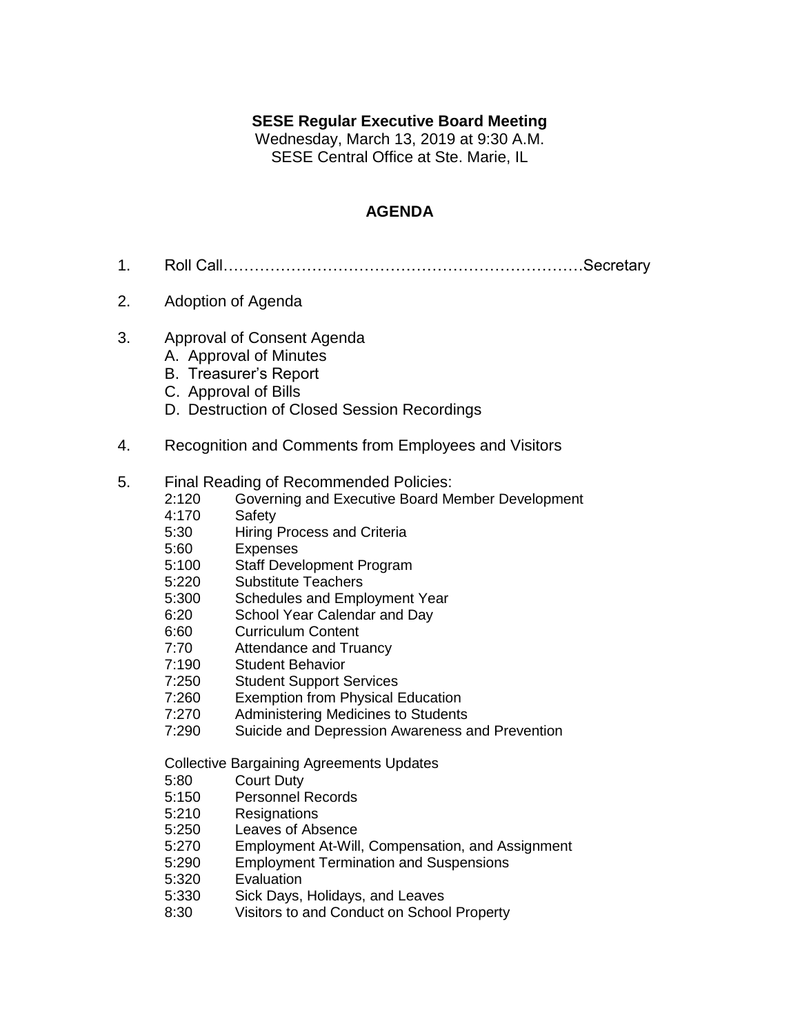**SESE Regular Executive Board Meeting**
Wednesday, March 13, 2019 at 9:30 A.M.
SESE Central Office at Ste. Marie, IL

## AGENDA

1. Roll Call……………………………………………………………Secretary

2. Adoption of Agenda

3. Approval of Consent Agenda
   - A. Approval of Minutes
   - B. Treasurer's Report
   - C. Approval of Bills
   - D. Destruction of Closed Session Recordings

4. Recognition and Comments from Employees and Visitors

5. Final Reading of Recommended Policies:

   2:120 Governing and Executive Board Member Development
   4:170 Safety
   5:30 Hiring Process and Criteria
   5:60 Expenses
   5:100 Staff Development Program
   5:220 Substitute Teachers
   5:300 Schedules and Employment Year
   6:20 School Year Calendar and Day
   6:60 Curriculum Content
   7:70 Attendance and Truancy
   7:190 Student Behavior
   7:250 Student Support Services
   7:260 Exemption from Physical Education
   7:270 Administering Medicines to Students
   7:290 Suicide and Depression Awareness and Prevention

   Collective Bargaining Agreements Updates

   5:80 Court Duty
   5:150 Personnel Records
   5:210 Resignations
   5:250 Leaves of Absence
   5:270 Employment At-Will, Compensation, and Assignment
   5:290 Employment Termination and Suspensions
   5:320 Evaluation
   5:330 Sick Days, Holidays, and Leaves
   8:30 Visitors to and Conduct on School Property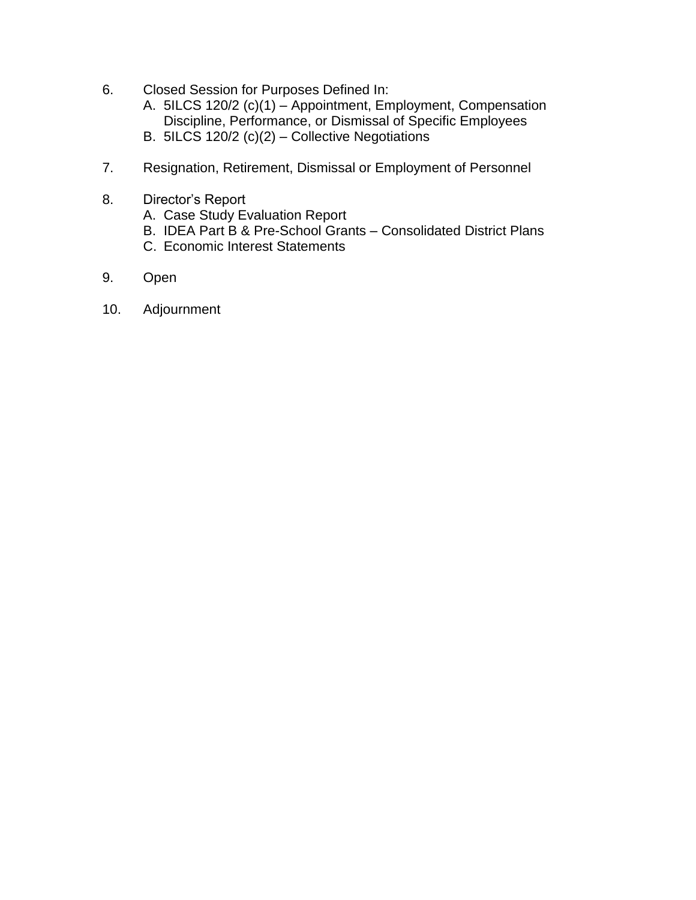6. Closed Session for Purposes Defined In:
   A. 5ILCS 120/2 (c)(1) – Appointment, Employment, Compensation Discipline, Performance, or Dismissal of Specific Employees
   B. 5ILCS 120/2 (c)(2) – Collective Negotiations

7. Resignation, Retirement, Dismissal or Employment of Personnel

8. Director's Report
   A. Case Study Evaluation Report
   B. IDEA Part B & Pre-School Grants – Consolidated District Plans
   C. Economic Interest Statements

9. Open

10. Adjournment